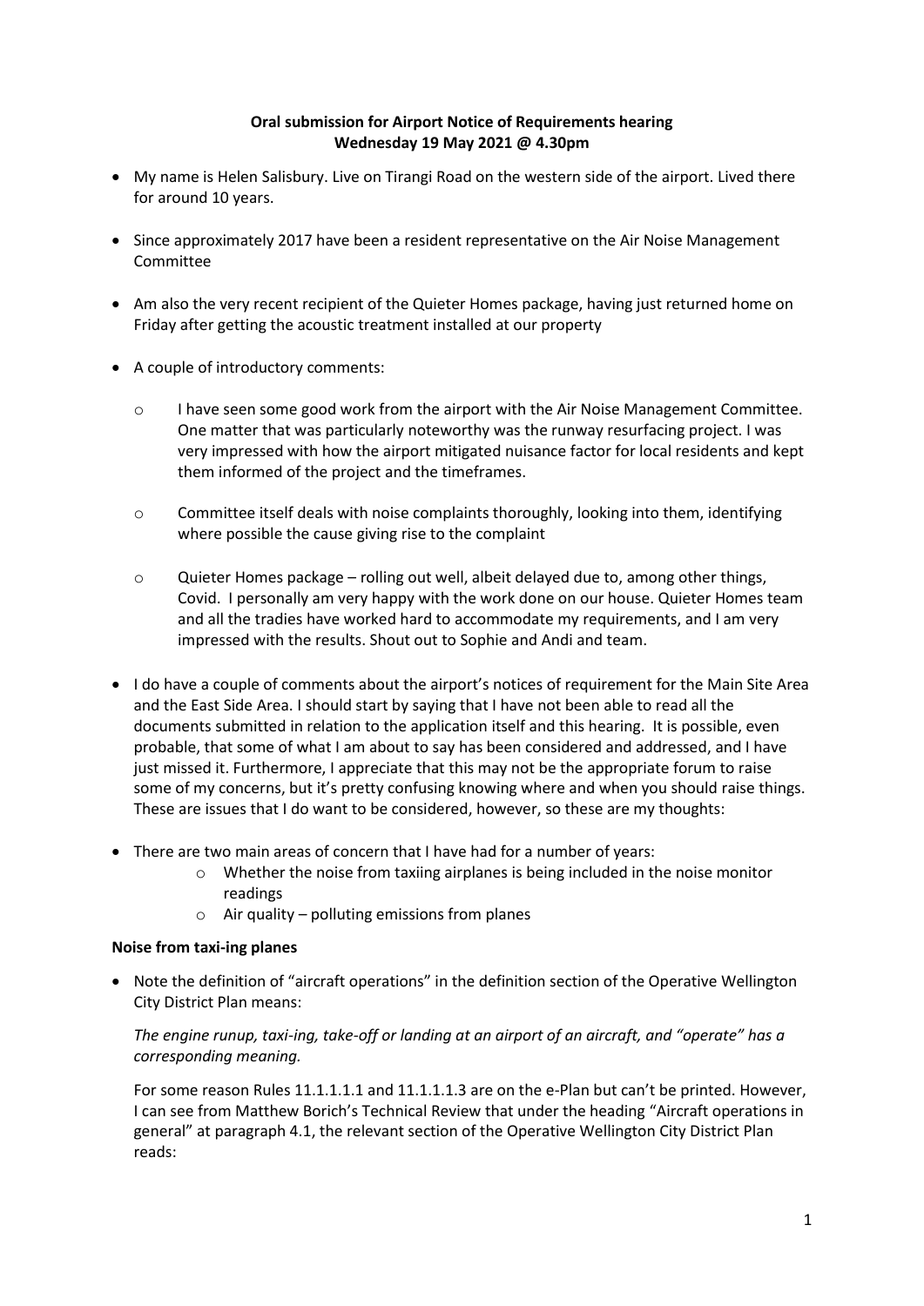**Oral submission for Airport Notice of Requirements hearing**
**Wednesday 19 May 2021 @ 4.30pm**

- My name is Helen Salisbury. Live on Tirangi Road on the western side of the airport. Lived there for around 10 years.

- Since approximately 2017 have been a resident representative on the Air Noise Management Committee

- Am also the very recent recipient of the Quieter Homes package, having just returned home on Friday after getting the acoustic treatment installed at our property

- A couple of introductory comments:

    - I have seen some good work from the airport with the Air Noise Management Committee. One matter that was particularly noteworthy was the runway resurfacing project. I was very impressed with how the airport mitigated nuisance factor for local residents and kept them informed of the project and the timeframes.

    - Committee itself deals with noise complaints thoroughly, looking into them, identifying where possible the cause giving rise to the complaint

    - Quieter Homes package – rolling out well, albeit delayed due to, among other things, Covid. I personally am very happy with the work done on our house. Quieter Homes team and all the tradies have worked hard to accommodate my requirements, and I am very impressed with the results. Shout out to Sophie and Andi and team.

- I do have a couple of comments about the airport's notices of requirement for the Main Site Area and the East Side Area. I should start by saying that I have not been able to read all the documents submitted in relation to the application itself and this hearing. It is possible, even probable, that some of what I am about to say has been considered and addressed, and I have just missed it. Furthermore, I appreciate that this may not be the appropriate forum to raise some of my concerns, but it's pretty confusing knowing where and when you should raise things. These are issues that I do want to be considered, however, so these are my thoughts:

- There are two main areas of concern that I have had for a number of years:
    - Whether the noise from taxiing airplanes is being included in the noise monitor readings
    - Air quality – polluting emissions from planes

**Noise from taxi-ing planes**

- Note the definition of "aircraft operations" in the definition section of the Operative Wellington City District Plan means:

  *The engine runup, taxi-ing, take-off or landing at an airport of an aircraft, and "operate" has a corresponding meaning.*

  For some reason Rules 11.1.1.1.1 and 11.1.1.1.3 are on the e-Plan but can't be printed. However, I can see from Matthew Borich's Technical Review that under the heading "Aircraft operations in general" at paragraph 4.1, the relevant section of the Operative Wellington City District Plan reads: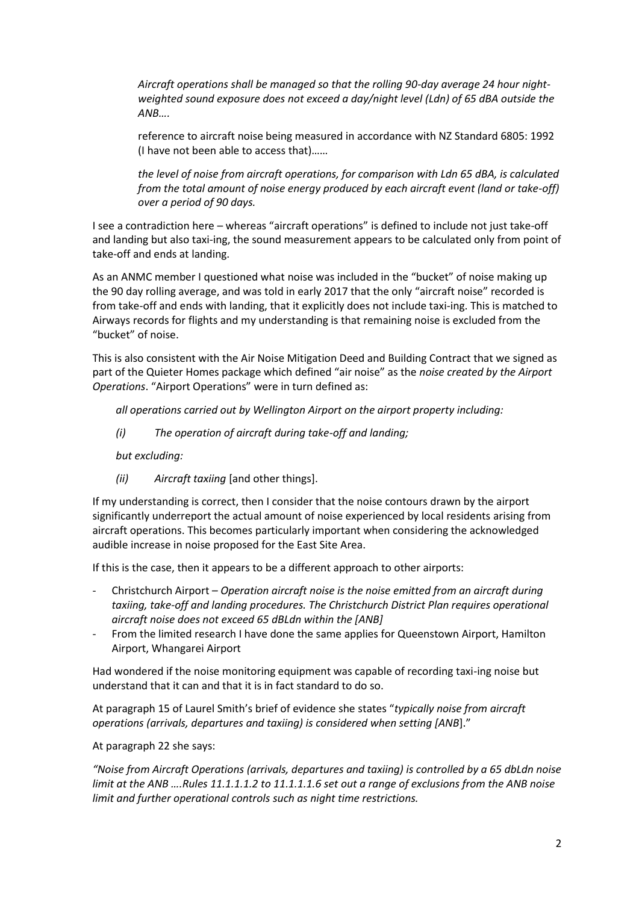*Aircraft operations shall be managed so that the rolling 90-day average 24 hour night-weighted sound exposure does not exceed a day/night level (Ldn) of 65 dBA outside the ANB….*

reference to aircraft noise being measured in accordance with NZ Standard 6805: 1992 (I have not been able to access that)……

*the level of noise from aircraft operations, for comparison with Ldn 65 dBA, is calculated from the total amount of noise energy produced by each aircraft event (land or take-off) over a period of 90 days.*

I see a contradiction here – whereas "aircraft operations" is defined to include not just take-off and landing but also taxi-ing, the sound measurement appears to be calculated only from point of take-off and ends at landing.

As an ANMC member I questioned what noise was included in the "bucket" of noise making up the 90 day rolling average, and was told in early 2017 that the only "aircraft noise" recorded is from take-off and ends with landing, that it explicitly does not include taxi-ing. This is matched to Airways records for flights and my understanding is that remaining noise is excluded from the "bucket" of noise.

This is also consistent with the Air Noise Mitigation Deed and Building Contract that we signed as part of the Quieter Homes package which defined "air noise" as the *noise created by the Airport Operations*. "Airport Operations" were in turn defined as:

*all operations carried out by Wellington Airport on the airport property including:*

*(i) The operation of aircraft during take-off and landing;*

*but excluding:*

*(ii) Aircraft taxiing* [and other things].

If my understanding is correct, then I consider that the noise contours drawn by the airport significantly underreport the actual amount of noise experienced by local residents arising from aircraft operations. This becomes particularly important when considering the acknowledged audible increase in noise proposed for the East Site Area.

If this is the case, then it appears to be a different approach to other airports:

- Christchurch Airport – *Operation aircraft noise is the noise emitted from an aircraft during taxiing, take-off and landing procedures. The Christchurch District Plan requires operational aircraft noise does not exceed 65 dBLdn within the [ANB]*
- From the limited research I have done the same applies for Queenstown Airport, Hamilton Airport, Whangarei Airport

Had wondered if the noise monitoring equipment was capable of recording taxi-ing noise but understand that it can and that it is in fact standard to do so.

At paragraph 15 of Laurel Smith's brief of evidence she states "*typically noise from aircraft operations (arrivals, departures and taxiing) is considered when setting [ANB*]."

At paragraph 22 she says:

*"Noise from Aircraft Operations (arrivals, departures and taxiing) is controlled by a 65 dbLdn noise limit at the ANB ….Rules 11.1.1.1.2 to 11.1.1.1.6 set out a range of exclusions from the ANB noise limit and further operational controls such as night time restrictions.*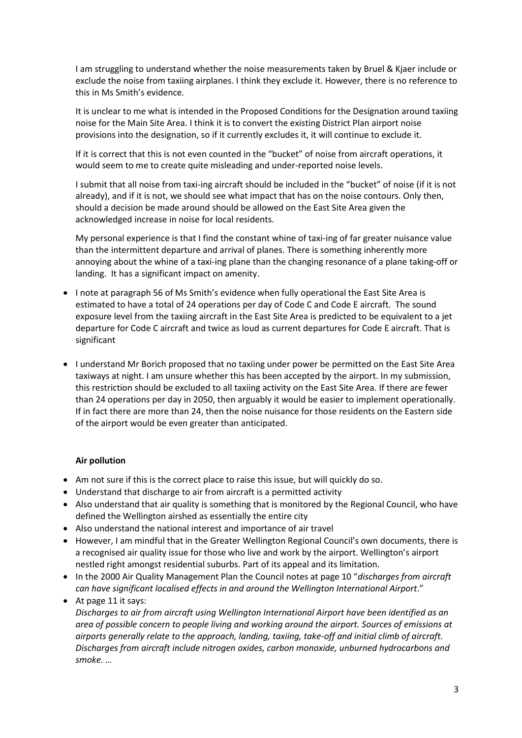I am struggling to understand whether the noise measurements taken by Bruel & Kjaer include or exclude the noise from taxiing airplanes. I think they exclude it. However, there is no reference to this in Ms Smith's evidence.

It is unclear to me what is intended in the Proposed Conditions for the Designation around taxiing noise for the Main Site Area. I think it is to convert the existing District Plan airport noise provisions into the designation, so if it currently excludes it, it will continue to exclude it.

If it is correct that this is not even counted in the "bucket" of noise from aircraft operations, it would seem to me to create quite misleading and under-reported noise levels.

I submit that all noise from taxi-ing aircraft should be included in the "bucket" of noise (if it is not already), and if it is not, we should see what impact that has on the noise contours. Only then, should a decision be made around should be allowed on the East Site Area given the acknowledged increase in noise for local residents.

My personal experience is that I find the constant whine of taxi-ing of far greater nuisance value than the intermittent departure and arrival of planes. There is something inherently more annoying about the whine of a taxi-ing plane than the changing resonance of a plane taking-off or landing. It has a significant impact on amenity.

- I note at paragraph 56 of Ms Smith's evidence when fully operational the East Site Area is estimated to have a total of 24 operations per day of Code C and Code E aircraft. The sound exposure level from the taxiing aircraft in the East Site Area is predicted to be equivalent to a jet departure for Code C aircraft and twice as loud as current departures for Code E aircraft. That is significant

- I understand Mr Borich proposed that no taxiing under power be permitted on the East Site Area taxiways at night. I am unsure whether this has been accepted by the airport. In my submission, this restriction should be excluded to all taxiing activity on the East Site Area. If there are fewer than 24 operations per day in 2050, then arguably it would be easier to implement operationally. If in fact there are more than 24, then the noise nuisance for those residents on the Eastern side of the airport would be even greater than anticipated.

**Air pollution**

- Am not sure if this is the correct place to raise this issue, but will quickly do so.
- Understand that discharge to air from aircraft is a permitted activity
- Also understand that air quality is something that is monitored by the Regional Council, who have defined the Wellington airshed as essentially the entire city
- Also understand the national interest and importance of air travel
- However, I am mindful that in the Greater Wellington Regional Council's own documents, there is a recognised air quality issue for those who live and work by the airport. Wellington's airport nestled right amongst residential suburbs. Part of its appeal and its limitation.
- In the 2000 Air Quality Management Plan the Council notes at page 10 "*discharges from aircraft can have significant localised effects in and around the Wellington International Airport*."
- At page 11 it says:
  *Discharges to air from aircraft using Wellington International Airport have been identified as an area of possible concern to people living and working around the airport. Sources of emissions at airports generally relate to the approach, landing, taxiing, take-off and initial climb of aircraft. Discharges from aircraft include nitrogen oxides, carbon monoxide, unburned hydrocarbons and smoke. …*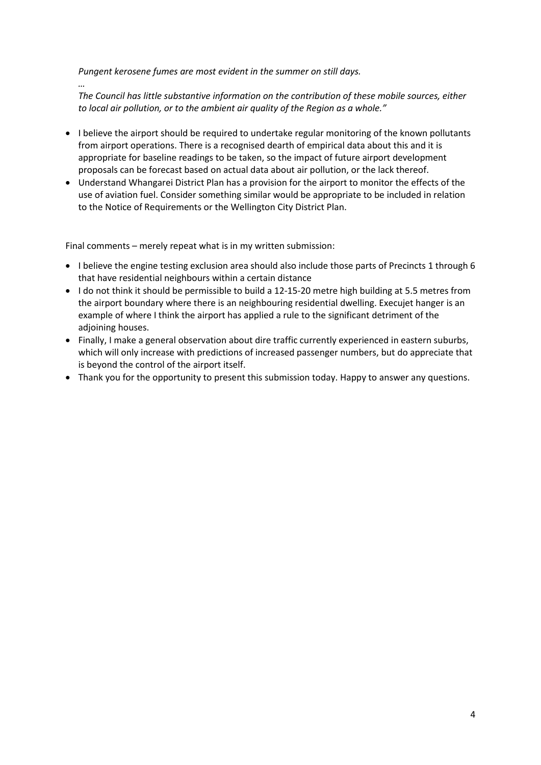*Pungent kerosene fumes are most evident in the summer on still days.*

*…*

*The Council has little substantive information on the contribution of these mobile sources, either to local air pollution, or to the ambient air quality of the Region as a whole."*

- I believe the airport should be required to undertake regular monitoring of the known pollutants from airport operations. There is a recognised dearth of empirical data about this and it is appropriate for baseline readings to be taken, so the impact of future airport development proposals can be forecast based on actual data about air pollution, or the lack thereof.
- Understand Whangarei District Plan has a provision for the airport to monitor the effects of the use of aviation fuel. Consider something similar would be appropriate to be included in relation to the Notice of Requirements or the Wellington City District Plan.

Final comments – merely repeat what is in my written submission:

- I believe the engine testing exclusion area should also include those parts of Precincts 1 through 6 that have residential neighbours within a certain distance
- I do not think it should be permissible to build a 12-15-20 metre high building at 5.5 metres from the airport boundary where there is an neighbouring residential dwelling. Execujet hanger is an example of where I think the airport has applied a rule to the significant detriment of the adjoining houses.
- Finally, I make a general observation about dire traffic currently experienced in eastern suburbs, which will only increase with predictions of increased passenger numbers, but do appreciate that is beyond the control of the airport itself.
- Thank you for the opportunity to present this submission today. Happy to answer any questions.